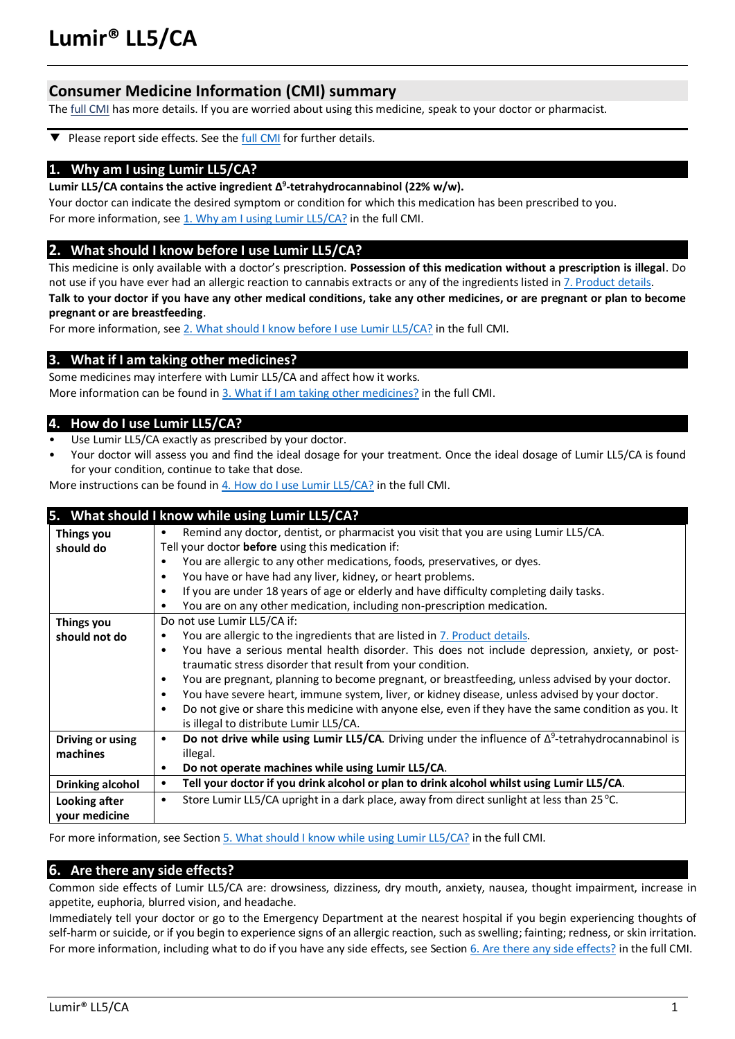# Lumir® LL5/CA

## Consumer Medicine Information (CMI) summary

The full CMI has more details. If you are worried about using this medicine, speak to your doctor or pharmacist.

▼ Please report side effects. See the full CMI for further details.

## 1. Why am I using Lumir LL5/CA?

**Lumir LL5/CA contains the active ingredient $\Delta^9$-tetrahydrocannabinol (22% w/w).**

Your doctor can indicate the desired symptom or condition for which this medication has been prescribed to you.

For more information, see 1. Why am I using Lumir LL5/CA? in the full CMI.

## 2. What should I know before I use Lumir LL5/CA?

This medicine is only available with a doctor's prescription. **Possession of this medication without a prescription is illegal**. Do not use if you have ever had an allergic reaction to cannabis extracts or any of the ingredients listed in 7. Product details.

**Talk to your doctor if you have any other medical conditions, take any other medicines, or are pregnant or plan to become pregnant or are breastfeeding**.

For more information, see 2. What should I know before I use Lumir LL5/CA? in the full CMI.

## 3. What if I am taking other medicines?

Some medicines may interfere with Lumir LL5/CA and affect how it works.

More information can be found in 3. What if I am taking other medicines? in the full CMI.

## 4. How do I use Lumir LL5/CA?

- Use Lumir LL5/CA exactly as prescribed by your doctor.
- Your doctor will assess you and find the ideal dosage for your treatment. Once the ideal dosage of Lumir LL5/CA is found for your condition, continue to take that dose.

More instructions can be found in 4. How do I use Lumir LL5/CA? in the full CMI.

## 5. What should I know while using Lumir LL5/CA?

| | |
|---|---|
| **Things you should do** | • Remind any doctor, dentist, or pharmacist you visit that you are using Lumir LL5/CA.<br>Tell your doctor **before** using this medication if:<br>• You are allergic to any other medications, foods, preservatives, or dyes.<br>• You have or have had any liver, kidney, or heart problems.<br>• If you are under 18 years of age or elderly and have difficulty completing daily tasks.<br>• You are on any other medication, including non-prescription medication. |
| **Things you should not do** | Do not use Lumir LL5/CA if:<br>• You are allergic to the ingredients that are listed in 7. Product details.<br>• You have a serious mental health disorder. This does not include depression, anxiety, or post-traumatic stress disorder that result from your condition.<br>• You are pregnant, planning to become pregnant, or breastfeeding, unless advised by your doctor.<br>• You have severe heart, immune system, liver, or kidney disease, unless advised by your doctor.<br>• Do not give or share this medicine with anyone else, even if they have the same condition as you. It is illegal to distribute Lumir LL5/CA. |
| **Driving or using machines** | • **Do not drive while using Lumir LL5/CA**. Driving under the influence of $\Delta^9$-tetrahydrocannabinol is illegal.<br>• **Do not operate machines while using Lumir LL5/CA**. |
| **Drinking alcohol** | • **Tell your doctor if you drink alcohol or plan to drink alcohol whilst using Lumir LL5/CA**. |
| **Looking after your medicine** | • Store Lumir LL5/CA upright in a dark place, away from direct sunlight at less than 25 °C. |

For more information, see Section 5. What should I know while using Lumir LL5/CA? in the full CMI.

## 6. Are there any side effects?

Common side effects of Lumir LL5/CA are: drowsiness, dizziness, dry mouth, anxiety, nausea, thought impairment, increase in appetite, euphoria, blurred vision, and headache.

Immediately tell your doctor or go to the Emergency Department at the nearest hospital if you begin experiencing thoughts of self-harm or suicide, or if you begin to experience signs of an allergic reaction, such as swelling; fainting; redness, or skin irritation.

For more information, including what to do if you have any side effects, see Section 6. Are there any side effects? in the full CMI.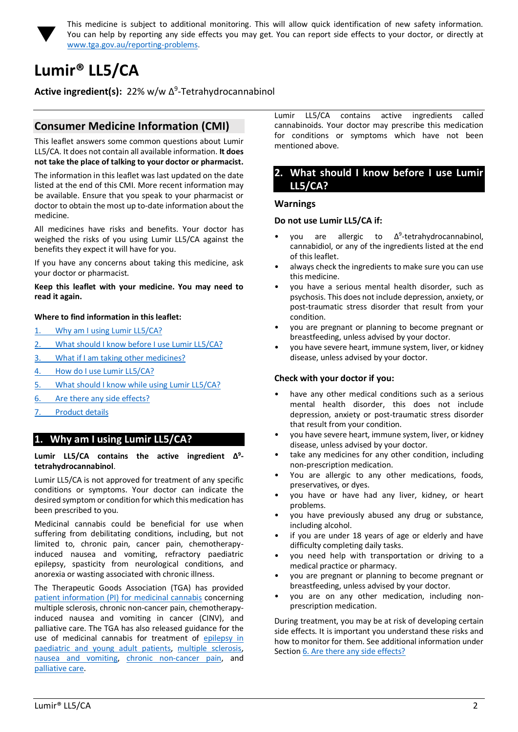▼ This medicine is subject to additional monitoring. This will allow quick identification of new safety information. You can help by reporting any side effects you may get. You can report side effects to your doctor, or directly at www.tga.gov.au/reporting-problems.

# Lumir® LL5/CA

**Active ingredient(s):** 22% w/w $\Delta^9$-Tetrahydrocannabinol

## Consumer Medicine Information (CMI)

This leaflet answers some common questions about Lumir LL5/CA. It does not contain all available information. **It does not take the place of talking to your doctor or pharmacist.**

The information in this leaflet was last updated on the date listed at the end of this CMI. More recent information may be available. Ensure that you speak to your pharmacist or doctor to obtain the most up to-date information about the medicine.

All medicines have risks and benefits. Your doctor has weighed the risks of you using Lumir LL5/CA against the benefits they expect it will have for you.

If you have any concerns about taking this medicine, ask your doctor or pharmacist.

**Keep this leaflet with your medicine. You may need to read it again.**

**Where to find information in this leaflet:**

1. Why am I using Lumir LL5/CA?
2. What should I know before I use Lumir LL5/CA?
3. What if I am taking other medicines?
4. How do I use Lumir LL5/CA?
5. What should I know while using Lumir LL5/CA?
6. Are there any side effects?
7. Product details

## 1. Why am I using Lumir LL5/CA?

**Lumir LL5/CA contains the active ingredient $\Delta^9$-tetrahydrocannabinol**.

Lumir LL5/CA is not approved for treatment of any specific conditions or symptoms. Your doctor can indicate the desired symptom or condition for which this medication has been prescribed to you.

Medicinal cannabis could be beneficial for use when suffering from debilitating conditions, including, but not limited to, chronic pain, cancer pain, chemotherapy-induced nausea and vomiting, refractory paediatric epilepsy, spasticity from neurological conditions, and anorexia or wasting associated with chronic illness.

The Therapeutic Goods Association (TGA) has provided patient information (PI) for medicinal cannabis concerning multiple sclerosis, chronic non-cancer pain, chemotherapy-induced nausea and vomiting in cancer (CINV), and palliative care. The TGA has also released guidance for the use of medicinal cannabis for treatment of epilepsy in paediatric and young adult patients, multiple sclerosis, nausea and vomiting, chronic non-cancer pain, and palliative care.

Lumir LL5/CA contains active ingredients called cannabinoids. Your doctor may prescribe this medication for conditions or symptoms which have not been mentioned above.

## 2. What should I know before I use Lumir LL5/CA?

### Warnings

**Do not use Lumir LL5/CA if:**

- you are allergic to $\Delta^9$-tetrahydrocannabinol, cannabidiol, or any of the ingredients listed at the end of this leaflet.
- always check the ingredients to make sure you can use this medicine.
- you have a serious mental health disorder, such as psychosis. This does not include depression, anxiety, or post-traumatic stress disorder that result from your condition.
- you are pregnant or planning to become pregnant or breastfeeding, unless advised by your doctor.
- you have severe heart, immune system, liver, or kidney disease, unless advised by your doctor.

**Check with your doctor if you:**

- have any other medical conditions such as a serious mental health disorder, this does not include depression, anxiety or post-traumatic stress disorder that result from your condition.
- you have severe heart, immune system, liver, or kidney disease, unless advised by your doctor.
- take any medicines for any other condition, including non-prescription medication.
- You are allergic to any other medications, foods, preservatives, or dyes.
- you have or have had any liver, kidney, or heart problems.
- you have previously abused any drug or substance, including alcohol.
- if you are under 18 years of age or elderly and have difficulty completing daily tasks.
- you need help with transportation or driving to a medical practice or pharmacy.
- you are pregnant or planning to become pregnant or breastfeeding, unless advised by your doctor.
- you are on any other medication, including non-prescription medication.

During treatment, you may be at risk of developing certain side effects. It is important you understand these risks and how to monitor for them. See additional information under Section 6. Are there any side effects?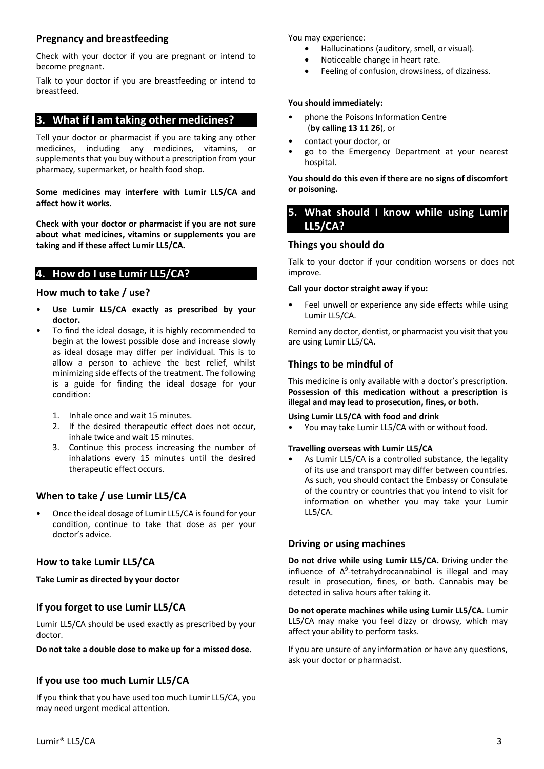### Pregnancy and breastfeeding

Check with your doctor if you are pregnant or intend to become pregnant.

Talk to your doctor if you are breastfeeding or intend to breastfeed.

## 3. What if I am taking other medicines?

Tell your doctor or pharmacist if you are taking any other medicines, including any medicines, vitamins, or supplements that you buy without a prescription from your pharmacy, supermarket, or health food shop.

**Some medicines may interfere with Lumir LL5/CA and affect how it works.**

**Check with your doctor or pharmacist if you are not sure about what medicines, vitamins or supplements you are taking and if these affect Lumir LL5/CA.**

## 4. How do I use Lumir LL5/CA?

### How much to take / use?

- **Use Lumir LL5/CA exactly as prescribed by your doctor.**
- To find the ideal dosage, it is highly recommended to begin at the lowest possible dose and increase slowly as ideal dosage may differ per individual. This is to allow a person to achieve the best relief, whilst minimizing side effects of the treatment. The following is a guide for finding the ideal dosage for your condition:

  1. Inhale once and wait 15 minutes.
  2. If the desired therapeutic effect does not occur, inhale twice and wait 15 minutes.
  3. Continue this process increasing the number of inhalations every 15 minutes until the desired therapeutic effect occurs.

### When to take / use Lumir LL5/CA

- Once the ideal dosage of Lumir LL5/CA is found for your condition, continue to take that dose as per your doctor's advice.

### How to take Lumir LL5/CA

**Take Lumir as directed by your doctor**

### If you forget to use Lumir LL5/CA

Lumir LL5/CA should be used exactly as prescribed by your doctor.

**Do not take a double dose to make up for a missed dose.**

### If you use too much Lumir LL5/CA

If you think that you have used too much Lumir LL5/CA, you may need urgent medical attention.

You may experience:

- Hallucinations (auditory, smell, or visual).
- Noticeable change in heart rate.
- Feeling of confusion, drowsiness, of dizziness.

**You should immediately:**

- phone the Poisons Information Centre (**by calling 13 11 26**), or
- contact your doctor, or
- go to the Emergency Department at your nearest hospital.

**You should do this even if there are no signs of discomfort or poisoning.**

## 5. What should I know while using Lumir LL5/CA?

### Things you should do

Talk to your doctor if your condition worsens or does not improve.

**Call your doctor straight away if you:**

- Feel unwell or experience any side effects while using Lumir LL5/CA.

Remind any doctor, dentist, or pharmacist you visit that you are using Lumir LL5/CA.

### Things to be mindful of

This medicine is only available with a doctor's prescription. **Possession of this medication without a prescription is illegal and may lead to prosecution, fines, or both.**

**Using Lumir LL5/CA with food and drink**

- You may take Lumir LL5/CA with or without food.

**Travelling overseas with Lumir LL5/CA**

- As Lumir LL5/CA is a controlled substance, the legality of its use and transport may differ between countries. As such, you should contact the Embassy or Consulate of the country or countries that you intend to visit for information on whether you may take your Lumir LL5/CA.

### Driving or using machines

**Do not drive while using Lumir LL5/CA.** Driving under the influence of $\Delta^9$-tetrahydrocannabinol is illegal and may result in prosecution, fines, or both. Cannabis may be detected in saliva hours after taking it.

**Do not operate machines while using Lumir LL5/CA.** Lumir LL5/CA may make you feel dizzy or drowsy, which may affect your ability to perform tasks.

If you are unsure of any information or have any questions, ask your doctor or pharmacist.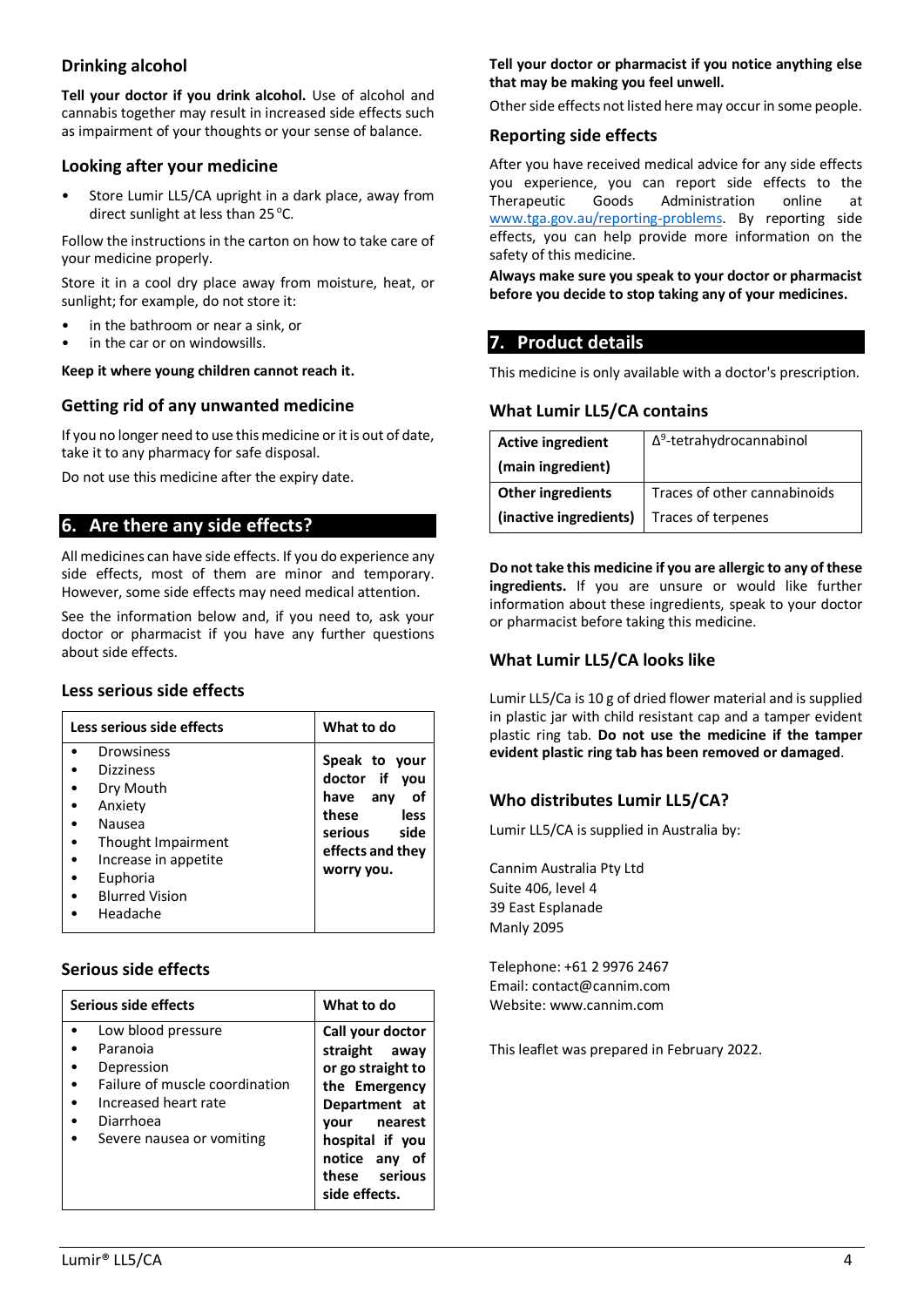### Drinking alcohol

**Tell your doctor if you drink alcohol.** Use of alcohol and cannabis together may result in increased side effects such as impairment of your thoughts or your sense of balance.

### Looking after your medicine

- Store Lumir LL5/CA upright in a dark place, away from direct sunlight at less than 25 °C.

Follow the instructions in the carton on how to take care of your medicine properly.

Store it in a cool dry place away from moisture, heat, or sunlight; for example, do not store it:

- in the bathroom or near a sink, or
- in the car or on windowsills.

**Keep it where young children cannot reach it.**

### Getting rid of any unwanted medicine

If you no longer need to use this medicine or it is out of date, take it to any pharmacy for safe disposal.

Do not use this medicine after the expiry date.

## 6. Are there any side effects?

All medicines can have side effects. If you do experience any side effects, most of them are minor and temporary. However, some side effects may need medical attention.

See the information below and, if you need to, ask your doctor or pharmacist if you have any further questions about side effects.

### Less serious side effects

| Less serious side effects | What to do |
|---|---|
| • Drowsiness<br>• Dizziness<br>• Dry Mouth<br>• Anxiety<br>• Nausea<br>• Thought Impairment<br>• Increase in appetite<br>• Euphoria<br>• Blurred Vision<br>• Headache | **Speak to your doctor if you have any of these less serious side effects and they worry you.** |

### Serious side effects

| Serious side effects | What to do |
|---|---|
| • Low blood pressure<br>• Paranoia<br>• Depression<br>• Failure of muscle coordination<br>• Increased heart rate<br>• Diarrhoea<br>• Severe nausea or vomiting | **Call your doctor straight away or go straight to the Emergency Department at your nearest hospital if you notice any of these serious side effects.** |

**Tell your doctor or pharmacist if you notice anything else that may be making you feel unwell.**

Other side effects not listed here may occur in some people.

### Reporting side effects

After you have received medical advice for any side effects you experience, you can report side effects to the Therapeutic Goods Administration online at www.tga.gov.au/reporting-problems. By reporting side effects, you can help provide more information on the safety of this medicine.

**Always make sure you speak to your doctor or pharmacist before you decide to stop taking any of your medicines.**

## 7. Product details

This medicine is only available with a doctor's prescription.

### What Lumir LL5/CA contains

| | |
|---|---|
| **Active ingredient (main ingredient)** | $\Delta^9$-tetrahydrocannabinol |
| **Other ingredients (inactive ingredients)** | Traces of other cannabinoids<br>Traces of terpenes |

**Do not take this medicine if you are allergic to any of these ingredients.** If you are unsure or would like further information about these ingredients, speak to your doctor or pharmacist before taking this medicine.

### What Lumir LL5/CA looks like

Lumir LL5/Ca is 10 g of dried flower material and is supplied in plastic jar with child resistant cap and a tamper evident plastic ring tab. **Do not use the medicine if the tamper evident plastic ring tab has been removed or damaged**.

### Who distributes Lumir LL5/CA?

Lumir LL5/CA is supplied in Australia by:

Cannim Australia Pty Ltd
Suite 406, level 4
39 East Esplanade
Manly 2095

Telephone: +61 2 9976 2467
Email: contact@cannim.com
Website: www.cannim.com

This leaflet was prepared in February 2022.